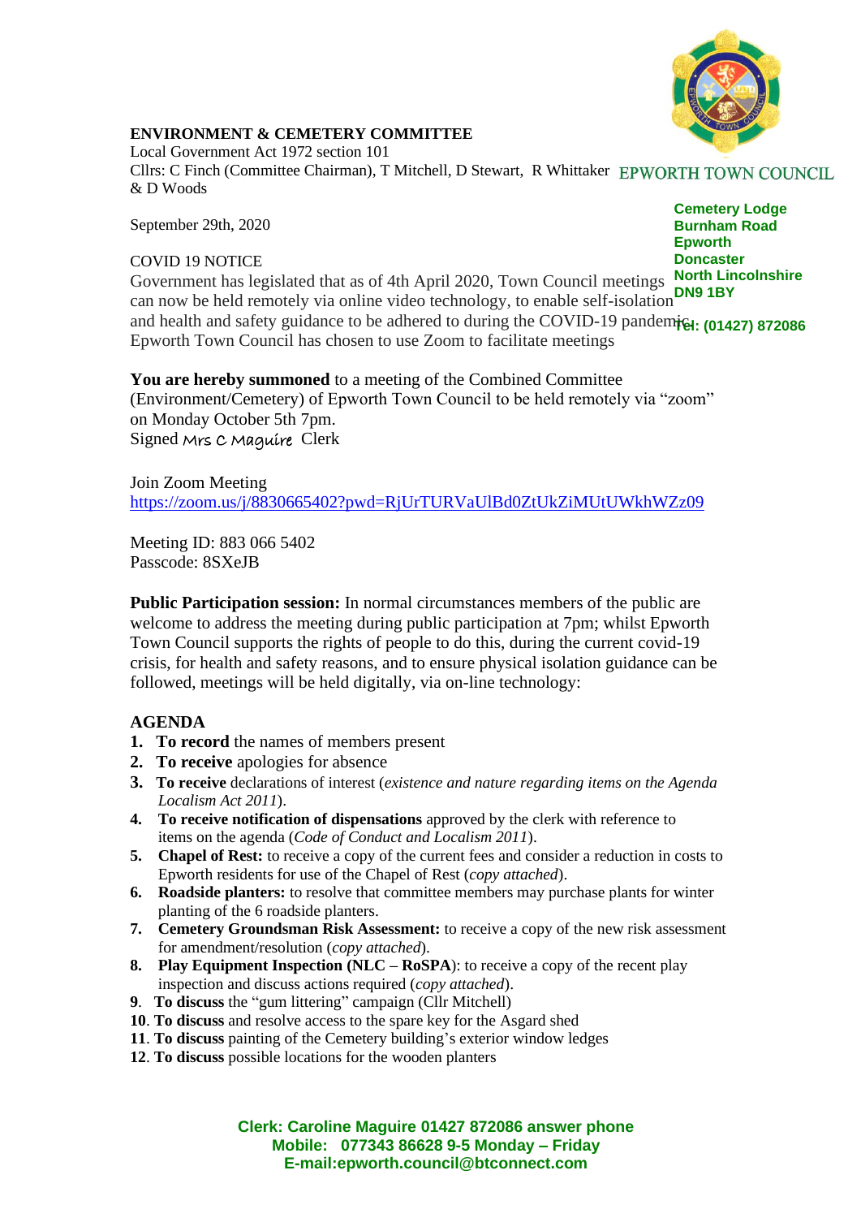**ENVIRONMENT & CEMETERY COMMITTEE**
Local Government Act 1972 section 101
Cllrs: C Finch (Committee Chairman), T Mitchell, D Stewart, R Whittaker & D Woods

EPWORTH TOWN COUNCIL

**Cemetery Lodge**
**Burnham Road**
**Epworth**
**Doncaster**
**North Lincolnshire**
**DN9 1BY**
**Tel: (01427) 872086**

September 29th, 2020

COVID 19 NOTICE
Government has legislated that as of 4th April 2020, Town Council meetings can now be held remotely via online video technology, to enable self-isolation and health and safety guidance to be adhered to during the COVID-19 pandemic. Epworth Town Council has chosen to use Zoom to facilitate meetings

**You are hereby summoned** to a meeting of the Combined Committee (Environment/Cemetery) of Epworth Town Council to be held remotely via "zoom" on Monday October 5th 7pm.
Signed Mrs C Maguire Clerk

Join Zoom Meeting
https://zoom.us/j/8830665402?pwd=RjUrTURVaUlBd0ZtUkZiMUtUWkhWZz09

Meeting ID: 883 066 5402
Passcode: 8SXeJB

**Public Participation session:** In normal circumstances members of the public are welcome to address the meeting during public participation at 7pm; whilst Epworth Town Council supports the rights of people to do this, during the current covid-19 crisis, for health and safety reasons, and to ensure physical isolation guidance can be followed, meetings will be held digitally, via on-line technology:

## AGENDA

1. **To record** the names of members present
2. **To receive** apologies for absence
3. **To receive** declarations of interest (*existence and nature regarding items on the Agenda Localism Act 2011*).
4. **To receive notification of dispensations** approved by the clerk with reference to items on the agenda (*Code of Conduct and Localism 2011*).
5. **Chapel of Rest:** to receive a copy of the current fees and consider a reduction in costs to Epworth residents for use of the Chapel of Rest (*copy attached*).
6. **Roadside planters:** to resolve that committee members may purchase plants for winter planting of the 6 roadside planters.
7. **Cemetery Groundsman Risk Assessment:** to receive a copy of the new risk assessment for amendment/resolution (*copy attached*).
8. **Play Equipment Inspection (NLC – RoSPA)**: to receive a copy of the recent play inspection and discuss actions required (*copy attached*).
9. **To discuss** the "gum littering" campaign (Cllr Mitchell)
10. **To discuss** and resolve access to the spare key for the Asgard shed
11. **To discuss** painting of the Cemetery building's exterior window ledges
12. **To discuss** possible locations for the wooden planters

**Clerk: Caroline Maguire 01427 872086 answer phone**
**Mobile: 077343 86628 9-5 Monday – Friday**
**E-mail:epworth.council@btconnect.com**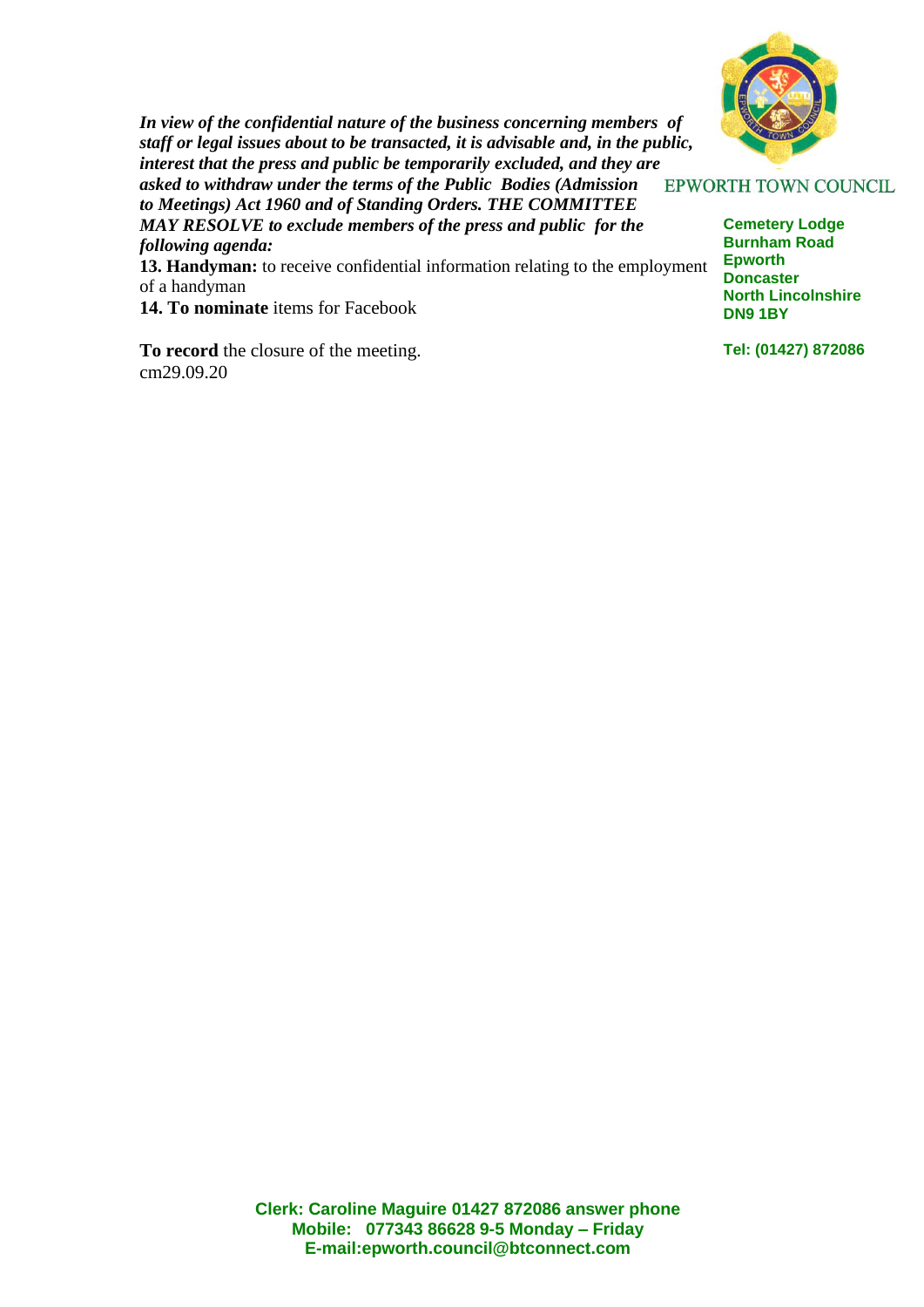***In view of the confidential nature of the business concerning members of staff or legal issues about to be transacted, it is advisable and, in the public, interest that the press and public be temporarily excluded, and they are asked to withdraw under the terms of the Public Bodies (Admission to Meetings) Act 1960 and of Standing Orders. THE COMMITTEE MAY RESOLVE to exclude members of the press and public for the following agenda:***

EPWORTH TOWN COUNCIL

**Cemetery Lodge**
**Burnham Road**
**Epworth**
**Doncaster**
**North Lincolnshire**
**DN9 1BY**

**Tel: (01427) 872086**

**13. Handyman:** to receive confidential information relating to the employment of a handyman

**14. To nominate** items for Facebook

**To record** the closure of the meeting.
cm29.09.20

**Clerk: Caroline Maguire 01427 872086 answer phone**
**Mobile: 077343 86628 9-5 Monday – Friday**
**E-mail:epworth.council@btconnect.com**